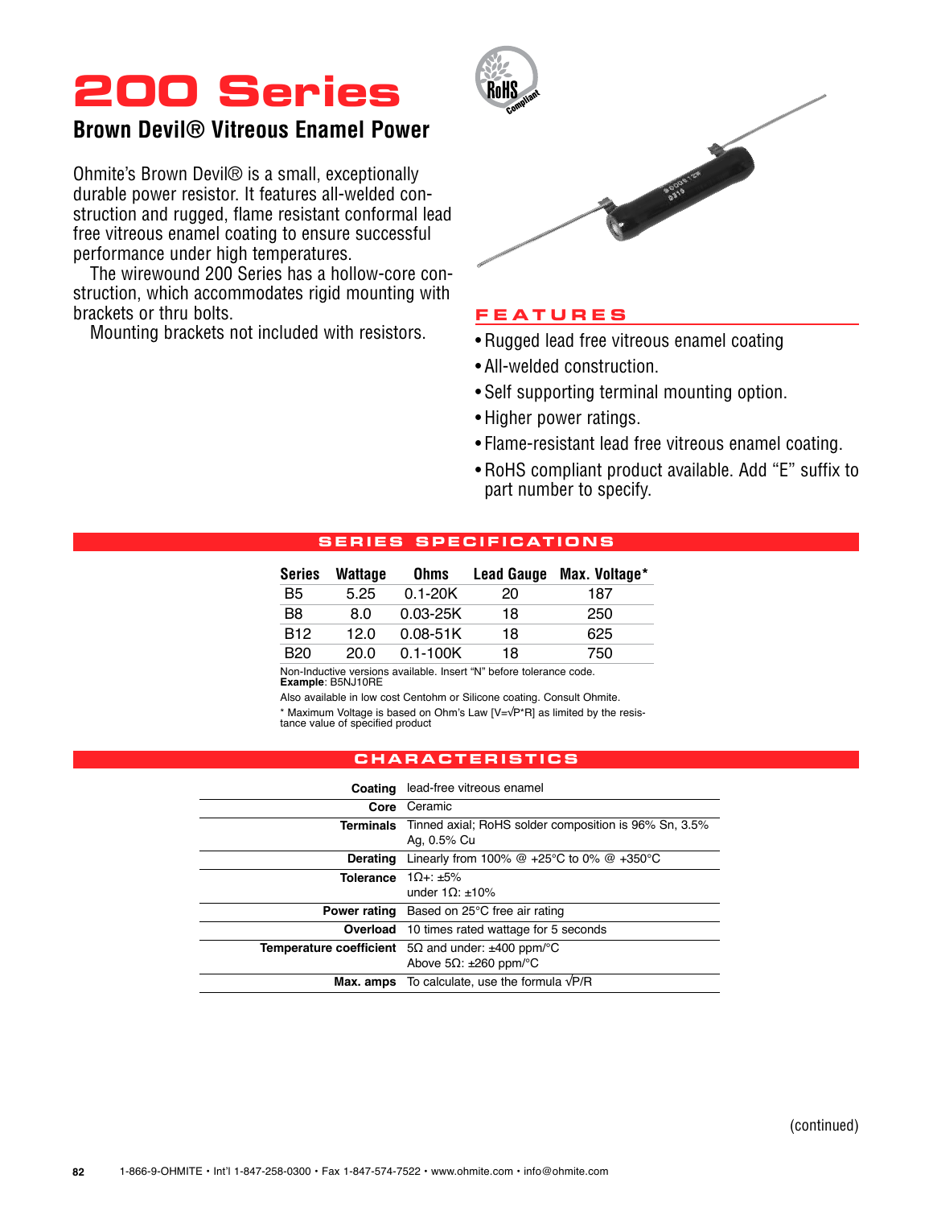# 200 Series

## Brown Devil® Vitreous Enamel Power

Ohmite's Brown Devil® is a small, exceptionally durable power resistor. It features all-welded construction and rugged, flame resistant conformal lead free vitreous enamel coating to ensure successful performance under high temperatures.

The wirewound 200 Series has a hollow-core construction, which accommodates rigid mounting with brackets or thru bolts.

Mounting brackets not included with resistors.

## FEATURES

- Rugged lead free vitreous enamel coating
- All-welded construction.
- Self supporting terminal mounting option.
- Higher power ratings.
- Flame-resistant lead free vitreous enamel coating.
- RoHS compliant product available. Add "E" suffix to part number to specify.

## SERIES SPECIFICATIONS

| Series | Wattage | Ohms | Lead Gauge | Max. Voltage* |
|---|---|---|---|---|
| B5 | 5.25 | 0.1-20K | 20 | 187 |
| B8 | 8.0 | 0.03-25K | 18 | 250 |
| B12 | 12.0 | 0.08-51K | 18 | 625 |
| B20 | 20.0 | 0.1-100K | 18 | 750 |

Non-Inductive versions available. Insert "N" before tolerance code.
**Example**: B5NJ10RE

Also available in low cost Centohm or Silicone coating. Consult Ohmite.

* Maximum Voltage is based on Ohm's Law [$V=\sqrt{P*R}$] as limited by the resistance value of specified product

## CHARACTERISTICS

| | |
|---|---|
| **Coating** | lead-free vitreous enamel |
| **Core** | Ceramic |
| **Terminals** | Tinned axial; RoHS solder composition is 96% Sn, 3.5% Ag, 0.5% Cu |
| **Derating** | Linearly from 100% @ +25°C to 0% @ +350°C |
| **Tolerance** | 1Ω+: ±5%<br>under 1Ω: ±10% |
| **Power rating** | Based on 25°C free air rating |
| **Overload** | 10 times rated wattage for 5 seconds |
| **Temperature coefficient** | 5Ω and under: ±400 ppm/°C<br>Above 5Ω: ±260 ppm/°C |
| **Max. amps** | To calculate, use the formula $\sqrt{P/R}$ |

(continued)

1-866-9-OHMITE • Int'l 1-847-258-0300 • Fax 1-847-574-7522 • www.ohmite.com • info@ohmite.com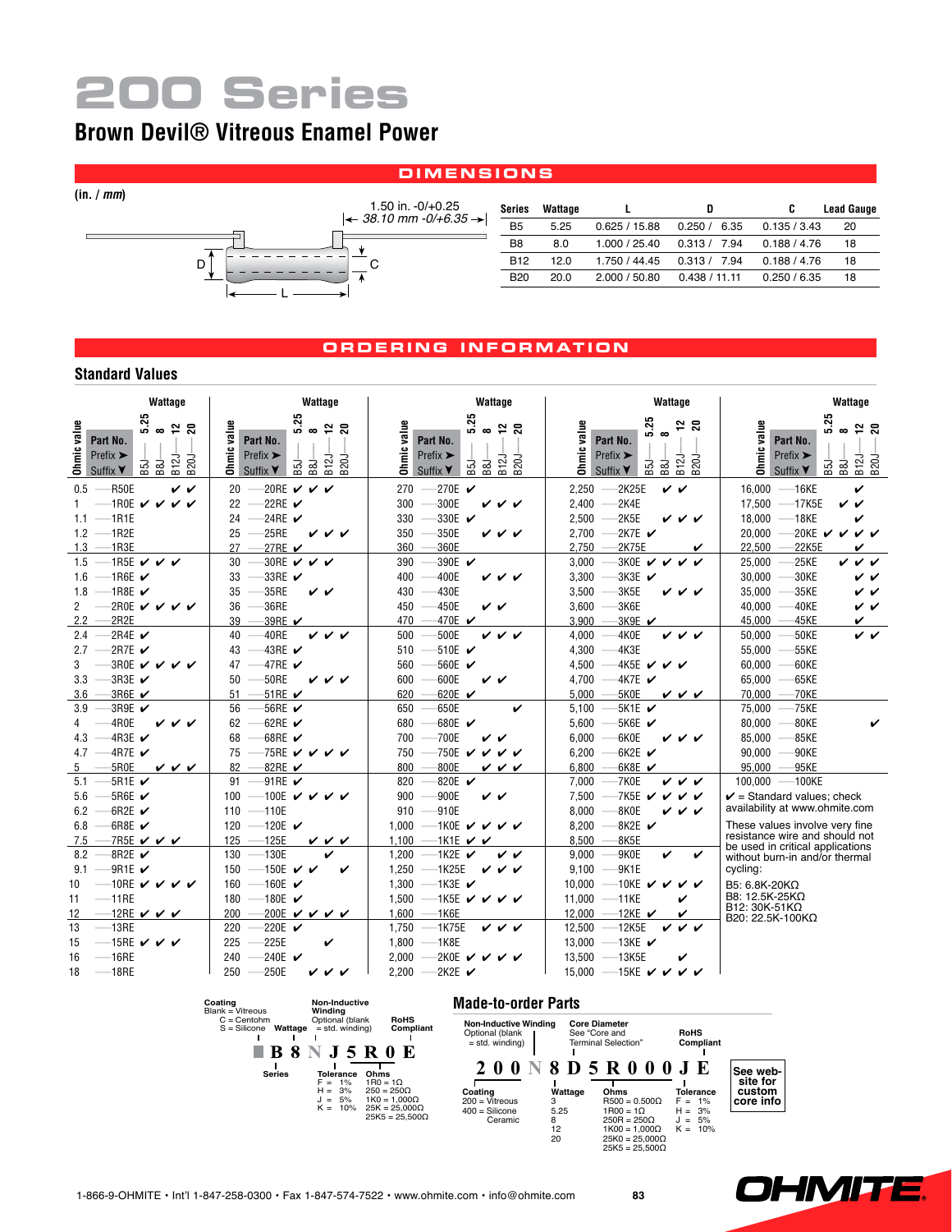# 200 Series

## Brown Devil® Vitreous Enamel Power

### DIMENSIONS

(in. / *mm*)

Lead length: 1.50 in. -0/+0.25 (*38.10 mm -0/+6.35*); dimensions labeled D, C and L.

| Series | Wattage | L | D | C | Lead Gauge |
|---|---|---|---|---|---|
| B5 | 5.25 | 0.625 / 15.88 | 0.250 / 6.35 | 0.135 / 3.43 | 20 |
| B8 | 8.0 | 1.000 / 25.40 | 0.313 / 7.94 | 0.188 / 4.76 | 18 |
| B12 | 12.0 | 1.750 / 44.45 | 0.313 / 7.94 | 0.188 / 4.76 | 18 |
| B20 | 20.0 | 2.000 / 50.80 | 0.438 / 11.11 | 0.250 / 6.35 | 18 |

### ORDERING INFORMATION

#### Standard Values

Part No.: Prefix (B5J, B8J, B12J, B20J) + Suffix

| Ohmic value | Suffix | 5.25 (B5J) | 8 (B8J) | 12 (B12J) | 20 (B20J) |
|---|---|---|---|---|---|
| 0.5 | R50E | | | ✔ | ✔ |
| 1 | 1R0E | ✔ | ✔ | ✔ | ✔ |
| 1.1 | 1R1E | | | | |
| 1.2 | 1R2E | | | | |
| 1.3 | 1R3E | | | | |
| 1.5 | 1R5E | ✔ | ✔ | ✔ | |
| 1.6 | 1R6E | ✔ | | | |
| 1.8 | 1R8E | ✔ | | | |
| 2 | 2R0E | ✔ | ✔ | ✔ | ✔ |
| 2.2 | 2R2E | | | | |
| 2.4 | 2R4E | ✔ | | | |
| 2.7 | 2R7E | ✔ | | | |
| 3 | 3R0E | ✔ | ✔ | ✔ | ✔ |
| 3.3 | 3R3E | ✔ | | | |
| 3.6 | 3R6E | ✔ | | | |
| 3.9 | 3R9E | ✔ | | | |
| 4 | 4R0E | | ✔ | ✔ | ✔ |
| 4.3 | 4R3E | ✔ | | | |
| 4.7 | 4R7E | ✔ | | | |
| 5 | 5R0E | | ✔ | ✔ | ✔ |
| 5.1 | 5R1E | ✔ | | | |
| 5.6 | 5R6E | ✔ | | | |
| 6.2 | 6R2E | ✔ | | | |
| 6.8 | 6R8E | ✔ | | | |
| 7.5 | 7R5E | ✔ | ✔ | ✔ | |
| 8.2 | 8R2E | ✔ | | | |
| 9.1 | 9R1E | ✔ | | | |
| 10 | 10RE | ✔ | ✔ | ✔ | ✔ |
| 11 | 11RE | | | | |
| 12 | 12RE | ✔ | ✔ | ✔ | |
| 13 | 13RE | | | | |
| 15 | 15RE | ✔ | ✔ | ✔ | |
| 16 | 16RE | | | | |
| 18 | 18RE | | | | |
| 20 | 20RE | ✔ | ✔ | ✔ | |
| 22 | 22RE | ✔ | | | |
| 24 | 24RE | ✔ | | | |
| 25 | 25RE | | ✔ | ✔ | ✔ |
| 27 | 27RE | ✔ | | | |
| 30 | 30RE | ✔ | ✔ | ✔ | |
| 33 | 33RE | ✔ | | | |
| 35 | 35RE | | ✔ | ✔ | |
| 36 | 36RE | | | | |
| 39 | 39RE | ✔ | | | |
| 40 | 40RE | | ✔ | ✔ | ✔ |
| 43 | 43RE | ✔ | | | |
| 47 | 47RE | ✔ | | | |
| 50 | 50RE | | ✔ | ✔ | ✔ |
| 51 | 51RE | ✔ | | | |
| 56 | 56RE | ✔ | | | |
| 62 | 62RE | ✔ | | | |
| 68 | 68RE | ✔ | | | |
| 75 | 75RE | ✔ | ✔ | ✔ | ✔ |
| 82 | 82RE | ✔ | | | |
| 91 | 91RE | ✔ | | | |
| 100 | 100E | ✔ | ✔ | ✔ | ✔ |
| 110 | 110E | | | | |
| 120 | 120E | ✔ | | | |
| 125 | 125E | | ✔ | ✔ | ✔ |
| 130 | 130E | | | ✔ | |
| 150 | 150E | ✔ | ✔ | | ✔ |
| 160 | 160E | ✔ | | | |
| 180 | 180E | ✔ | | | |
| 200 | 200E | ✔ | ✔ | ✔ | ✔ |
| 220 | 220E | ✔ | | | |
| 225 | 225E | | | ✔ | |
| 240 | 240E | ✔ | | | |
| 250 | 250E | | ✔ | ✔ | ✔ |
| 270 | 270E | ✔ | | | |
| 300 | 300E | | ✔ | ✔ | ✔ |
| 330 | 330E | ✔ | | | |
| 350 | 350E | | ✔ | ✔ | ✔ |
| 360 | 360E | | | | |
| 390 | 390E | ✔ | | | |
| 400 | 400E | | ✔ | ✔ | ✔ |
| 430 | 430E | | | | |
| 450 | 450E | | ✔ | ✔ | |
| 470 | 470E | ✔ | | | |
| 500 | 500E | | ✔ | ✔ | ✔ |
| 510 | 510E | ✔ | | | |
| 560 | 560E | ✔ | | | |
| 600 | 600E | | ✔ | ✔ | |
| 620 | 620E | ✔ | | | |
| 650 | 650E | | | | ✔ |
| 680 | 680E | ✔ | | | |
| 700 | 700E | | ✔ | ✔ | |
| 750 | 750E | ✔ | ✔ | ✔ | ✔ |
| 800 | 800E | | ✔ | ✔ | ✔ |
| 820 | 820E | ✔ | | | |
| 900 | 900E | | ✔ | ✔ | |
| 910 | 910E | | | | |
| 1,000 | 1K0E | ✔ | ✔ | ✔ | ✔ |
| 1,100 | 1K1E | ✔ | ✔ | | |
| 1,200 | 1K2E | ✔ | | ✔ | ✔ |
| 1,250 | 1K25E | | ✔ | ✔ | ✔ |
| 1,300 | 1K3E | ✔ | | | |
| 1,500 | 1K5E | ✔ | ✔ | ✔ | ✔ |
| 1,600 | 1K6E | | | | |
| 1,750 | 1K75E | | ✔ | ✔ | ✔ |
| 1,800 | 1K8E | | | | |
| 2,000 | 2K0E | ✔ | ✔ | ✔ | ✔ |
| 2,200 | 2K2E | ✔ | | | |
| 2,250 | 2K25E | | ✔ | ✔ | |
| 2,400 | 2K4E | | | | |
| 2,500 | 2K5E | | ✔ | ✔ | ✔ |
| 2,700 | 2K7E | ✔ | | | |
| 2,750 | 2K75E | | | | ✔ |
| 3,000 | 3K0E | ✔ | ✔ | ✔ | ✔ |
| 3,300 | 3K3E | ✔ | | | |
| 3,500 | 3K5E | | ✔ | ✔ | ✔ |
| 3,600 | 3K6E | | | | |
| 3,900 | 3K9E | ✔ | | | |
| 4,000 | 4K0E | | ✔ | ✔ | ✔ |
| 4,300 | 4K3E | | | | |
| 4,500 | 4K5E | ✔ | ✔ | ✔ | |
| 4,700 | 4K7E | ✔ | | | |
| 5,000 | 5K0E | | ✔ | ✔ | ✔ |
| 5,100 | 5K1E | ✔ | | | |
| 5,600 | 5K6E | ✔ | | | |
| 6,000 | 6K0E | | ✔ | ✔ | ✔ |
| 6,200 | 6K2E | ✔ | | | |
| 6,800 | 6K8E | ✔ | | | |
| 7,000 | 7K0E | | ✔ | ✔ | ✔ |
| 7,500 | 7K5E | ✔ | ✔ | ✔ | ✔ |
| 8,000 | 8K0E | | ✔ | ✔ | ✔ |
| 8,200 | 8K2E | ✔ | | | |
| 8,500 | 8K5E | | | | |
| 9,000 | 9K0E | | ✔ | | ✔ |
| 9,100 | 9K1E | | | | |
| 10,000 | 10KE | ✔ | ✔ | ✔ | ✔ |
| 11,000 | 11KE | | | ✔ | |
| 12,000 | 12KE | ✔ | | ✔ | |
| 12,500 | 12K5E | | ✔ | ✔ | ✔ |
| 13,000 | 13KE | ✔ | | | |
| 13,500 | 13K5E | | | ✔ | |
| 15,000 | 15KE | ✔ | ✔ | ✔ | ✔ |
| 16,000 | 16KE | | | ✔ | |
| 17,500 | 17K5E | | ✔ | ✔ | |
| 18,000 | 18KE | | | ✔ | |
| 20,000 | 20KE | ✔ | ✔ | ✔ | ✔ |
| 22,500 | 22K5E | | | ✔ | |
| 25,000 | 25KE | | ✔ | ✔ | ✔ |
| 30,000 | 30KE | | | ✔ | ✔ |
| 35,000 | 35KE | | | ✔ | ✔ |
| 40,000 | 40KE | | | ✔ | ✔ |
| 45,000 | 45KE | | | ✔ | |
| 50,000 | 50KE | | | ✔ | ✔ |
| 55,000 | 55KE | | | | |
| 60,000 | 60KE | | | | |
| 65,000 | 65KE | | | | |
| 70,000 | 70KE | | | | |
| 75,000 | 75KE | | | | |
| 80,000 | 80KE | | | | ✔ |
| 85,000 | 85KE | | | | |
| 90,000 | 90KE | | | | |
| 95,000 | 95KE | | | | |
| 100,000 | 100KE | | | | |

✔ = Standard values; check availability at www.ohmite.com

These values involve very fine resistance wire and should not be used in critical applications without burn-in and/or thermal cycling:

B5: 6.8K-20KΩ
B8: 12.5K-25KΩ
B12: 30K-51KΩ
B20: 22.5K-100KΩ

**B 8 N J 5 R 0 E**

- Coating: Blank = Vitreous, C = Centohm, S = Silicone
- Series
- Wattage
- Non-Inductive Winding: Optional (blank = std. winding)
- Tolerance: F = 1%, H = 3%, J = 5%, K = 10%
- Ohms: 1R0 = 1Ω, 250 = 250Ω, 1K0 = 1,000Ω, 25K = 25,000Ω, 25K5 = 25,500Ω
- RoHS Compliant

#### Made-to-order Parts

**2 0 0 N 8 D 5 R 0 0 0 J E**

- Coating: 200 = Vitreous, 400 = Silicone Ceramic
- Non-Inductive Winding: Optional (blank = std. winding)
- Wattage: 3, 5.25, 8, 12, 20
- Core Diameter: See "Core and Terminal Selection"
- Ohms: R500 = 0.500Ω, 1R00 = 1Ω, 250R = 250Ω, 1K00 = 1,000Ω, 25K0 = 25,000Ω, 25K5 = 25,500Ω
- Tolerance: F = 1%, H = 3%, J = 5%, K = 10%
- RoHS Compliant

**See web-site for custom core info**

1-866-9-OHMITE • Int'l 1-847-258-0300 • Fax 1-847-574-7522 • www.ohmite.com • info@ohmite.com